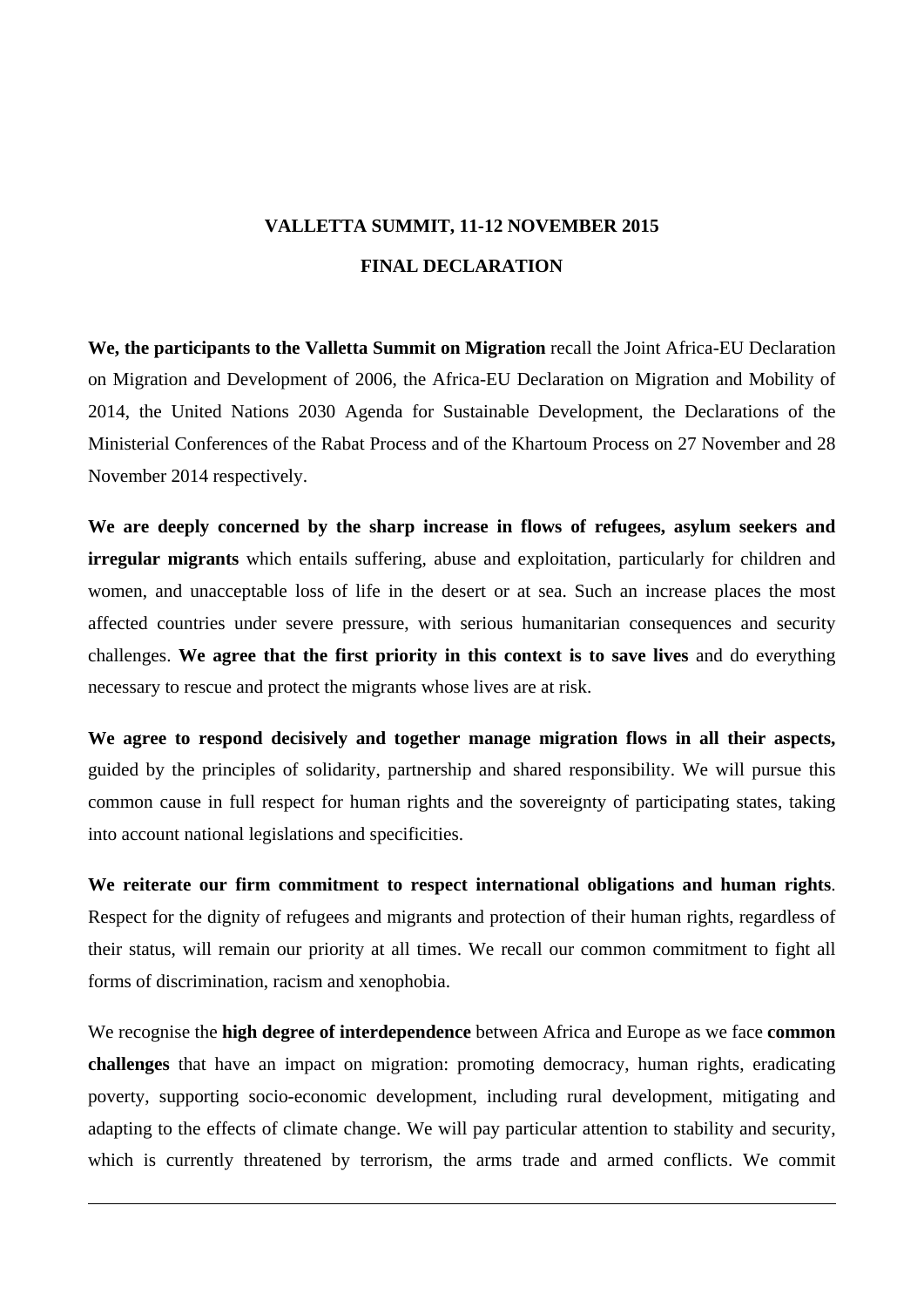# VALLETTA SUMMIT, 11-12 NOVEMBER 2015

## FINAL DECLARATION

**We, the participants to the Valletta Summit on Migration** recall the Joint Africa-EU Declaration on Migration and Development of 2006, the Africa-EU Declaration on Migration and Mobility of 2014, the United Nations 2030 Agenda for Sustainable Development, the Declarations of the Ministerial Conferences of the Rabat Process and of the Khartoum Process on 27 November and 28 November 2014 respectively.

**We are deeply concerned by the sharp increase in flows of refugees, asylum seekers and irregular migrants** which entails suffering, abuse and exploitation, particularly for children and women, and unacceptable loss of life in the desert or at sea. Such an increase places the most affected countries under severe pressure, with serious humanitarian consequences and security challenges. **We agree that the first priority in this context is to save lives** and do everything necessary to rescue and protect the migrants whose lives are at risk.

**We agree to respond decisively and together manage migration flows in all their aspects,** guided by the principles of solidarity, partnership and shared responsibility. We will pursue this common cause in full respect for human rights and the sovereignty of participating states, taking into account national legislations and specificities.

**We reiterate our firm commitment to respect international obligations and human rights**. Respect for the dignity of refugees and migrants and protection of their human rights, regardless of their status, will remain our priority at all times. We recall our common commitment to fight all forms of discrimination, racism and xenophobia.

We recognise the **high degree of interdependence** between Africa and Europe as we face **common challenges** that have an impact on migration: promoting democracy, human rights, eradicating poverty, supporting socio-economic development, including rural development, mitigating and adapting to the effects of climate change. We will pay particular attention to stability and security, which is currently threatened by terrorism, the arms trade and armed conflicts. We commit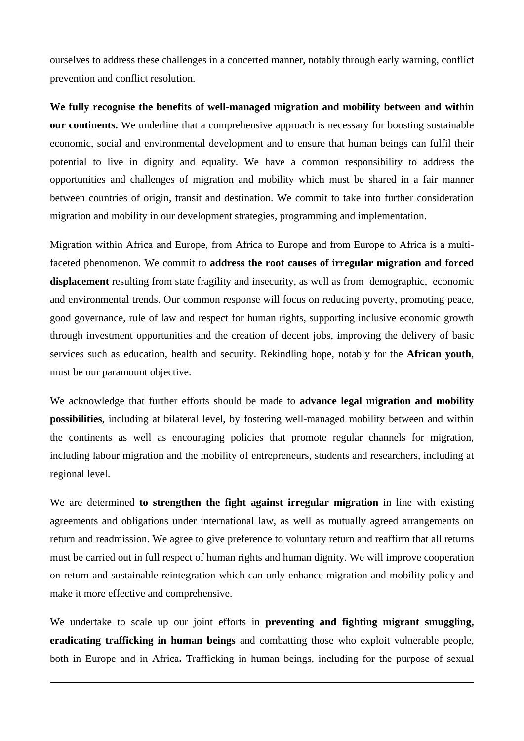ourselves to address these challenges in a concerted manner, notably through early warning, conflict prevention and conflict resolution.

**We fully recognise the benefits of well-managed migration and mobility between and within our continents.** We underline that a comprehensive approach is necessary for boosting sustainable economic, social and environmental development and to ensure that human beings can fulfil their potential to live in dignity and equality. We have a common responsibility to address the opportunities and challenges of migration and mobility which must be shared in a fair manner between countries of origin, transit and destination. We commit to take into further consideration migration and mobility in our development strategies, programming and implementation.

Migration within Africa and Europe, from Africa to Europe and from Europe to Africa is a multi-faceted phenomenon. We commit to **address the root causes of irregular migration and forced displacement** resulting from state fragility and insecurity, as well as from demographic, economic and environmental trends. Our common response will focus on reducing poverty, promoting peace, good governance, rule of law and respect for human rights, supporting inclusive economic growth through investment opportunities and the creation of decent jobs, improving the delivery of basic services such as education, health and security. Rekindling hope, notably for the **African youth**, must be our paramount objective.

We acknowledge that further efforts should be made to **advance legal migration and mobility possibilities**, including at bilateral level, by fostering well-managed mobility between and within the continents as well as encouraging policies that promote regular channels for migration, including labour migration and the mobility of entrepreneurs, students and researchers, including at regional level.

We are determined **to strengthen the fight against irregular migration** in line with existing agreements and obligations under international law, as well as mutually agreed arrangements on return and readmission. We agree to give preference to voluntary return and reaffirm that all returns must be carried out in full respect of human rights and human dignity. We will improve cooperation on return and sustainable reintegration which can only enhance migration and mobility policy and make it more effective and comprehensive.

We undertake to scale up our joint efforts in **preventing and fighting migrant smuggling, eradicating trafficking in human beings** and combatting those who exploit vulnerable people, both in Europe and in Africa**.** Trafficking in human beings, including for the purpose of sexual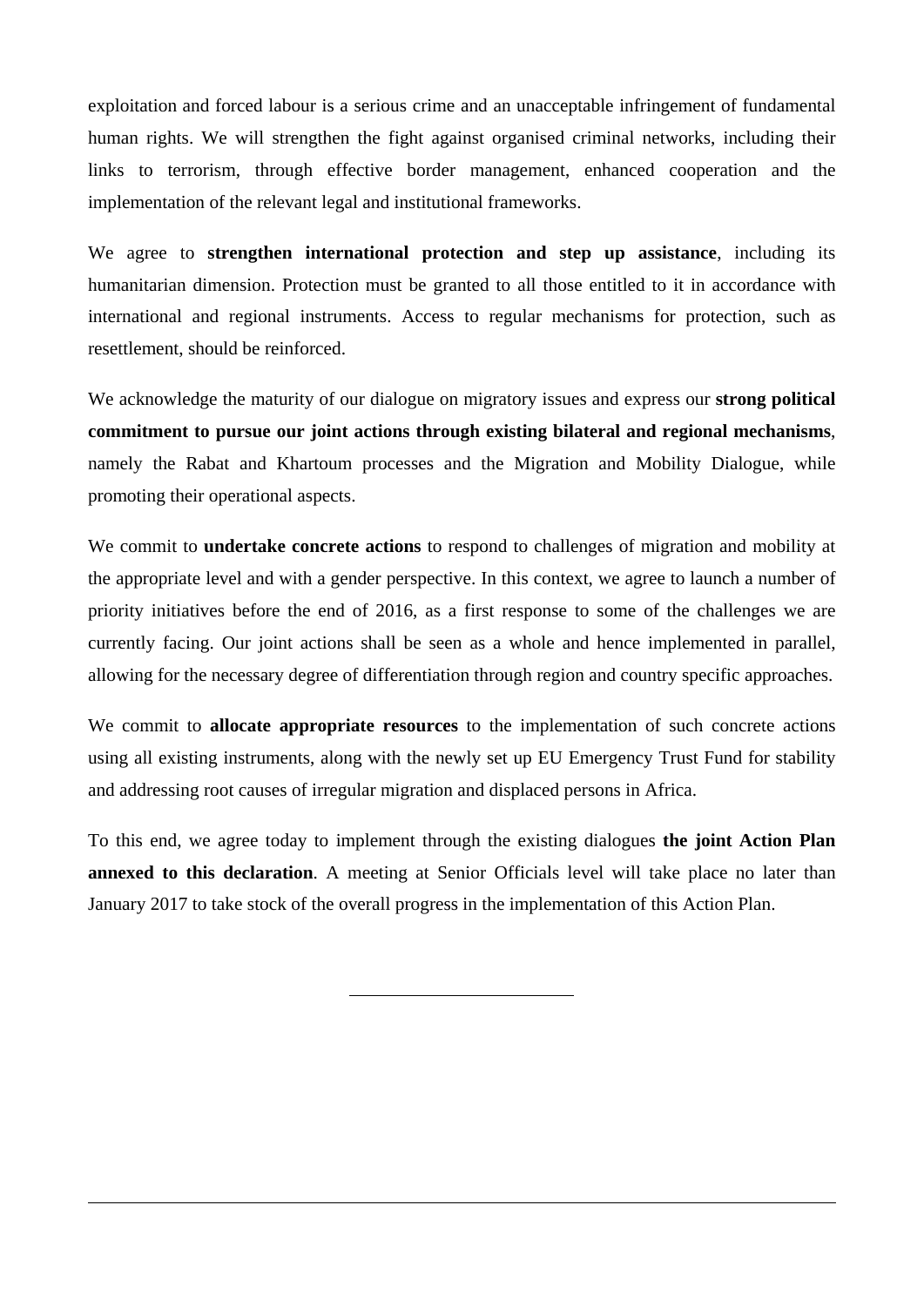exploitation and forced labour is a serious crime and an unacceptable infringement of fundamental human rights. We will strengthen the fight against organised criminal networks, including their links to terrorism, through effective border management, enhanced cooperation and the implementation of the relevant legal and institutional frameworks.

We agree to **strengthen international protection and step up assistance**, including its humanitarian dimension. Protection must be granted to all those entitled to it in accordance with international and regional instruments. Access to regular mechanisms for protection, such as resettlement, should be reinforced.

We acknowledge the maturity of our dialogue on migratory issues and express our **strong political commitment to pursue our joint actions through existing bilateral and regional mechanisms**, namely the Rabat and Khartoum processes and the Migration and Mobility Dialogue, while promoting their operational aspects.

We commit to **undertake concrete actions** to respond to challenges of migration and mobility at the appropriate level and with a gender perspective. In this context, we agree to launch a number of priority initiatives before the end of 2016, as a first response to some of the challenges we are currently facing. Our joint actions shall be seen as a whole and hence implemented in parallel, allowing for the necessary degree of differentiation through region and country specific approaches.

We commit to **allocate appropriate resources** to the implementation of such concrete actions using all existing instruments, along with the newly set up EU Emergency Trust Fund for stability and addressing root causes of irregular migration and displaced persons in Africa.

To this end, we agree today to implement through the existing dialogues **the joint Action Plan annexed to this declaration**. A meeting at Senior Officials level will take place no later than January 2017 to take stock of the overall progress in the implementation of this Action Plan.

---